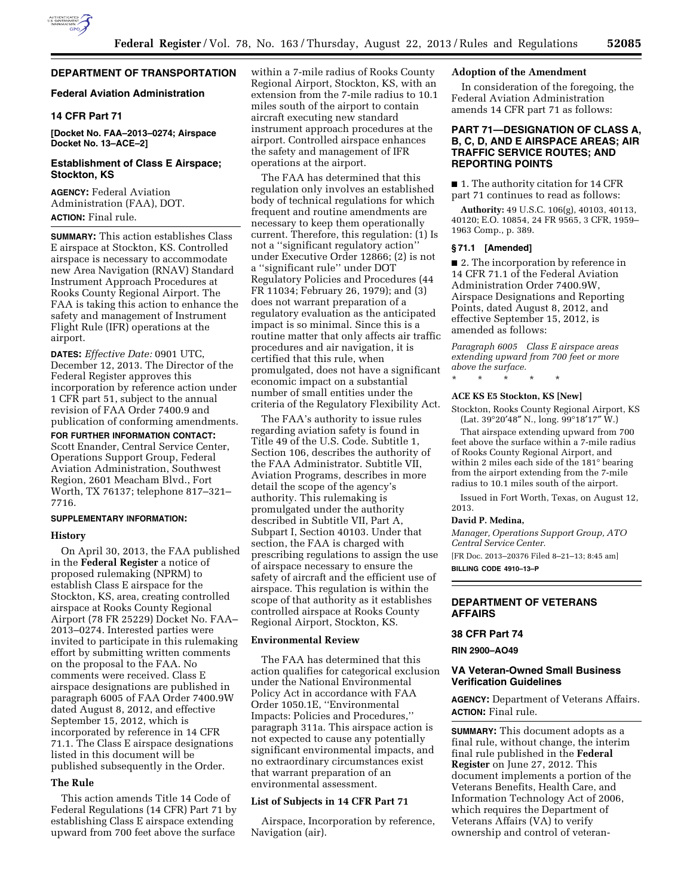## DEPARTMENT OF TRANSPORTATION

### Federal Aviation Administration

### 14 CFR Part 71

**[Docket No. FAA–2013–0274; Airspace Docket No. 13–ACE–2]**

### Establishment of Class E Airspace; Stockton, KS

**AGENCY:** Federal Aviation Administration (FAA), DOT.

**ACTION:** Final rule.

**SUMMARY:** This action establishes Class E airspace at Stockton, KS. Controlled airspace is necessary to accommodate new Area Navigation (RNAV) Standard Instrument Approach Procedures at Rooks County Regional Airport. The FAA is taking this action to enhance the safety and management of Instrument Flight Rule (IFR) operations at the airport.

**DATES:** *Effective Date:* 0901 UTC, December 12, 2013. The Director of the Federal Register approves this incorporation by reference action under 1 CFR part 51, subject to the annual revision of FAA Order 7400.9 and publication of conforming amendments.

**FOR FURTHER INFORMATION CONTACT:** Scott Enander, Central Service Center, Operations Support Group, Federal Aviation Administration, Southwest Region, 2601 Meacham Blvd., Fort Worth, TX 76137; telephone 817–321–7716.

**SUPPLEMENTARY INFORMATION:**

#### History

On April 30, 2013, the FAA published in the **Federal Register** a notice of proposed rulemaking (NPRM) to establish Class E airspace for the Stockton, KS, area, creating controlled airspace at Rooks County Regional Airport (78 FR 25229) Docket No. FAA–2013–0274. Interested parties were invited to participate in this rulemaking effort by submitting written comments on the proposal to the FAA. No comments were received. Class E airspace designations are published in paragraph 6005 of FAA Order 7400.9W dated August 8, 2012, and effective September 15, 2012, which is incorporated by reference in 14 CFR 71.1. The Class E airspace designations listed in this document will be published subsequently in the Order.

#### The Rule

This action amends Title 14 Code of Federal Regulations (14 CFR) Part 71 by establishing Class E airspace extending upward from 700 feet above the surface within a 7-mile radius of Rooks County Regional Airport, Stockton, KS, with an extension from the 7-mile radius to 10.1 miles south of the airport to contain aircraft executing new standard instrument approach procedures at the airport. Controlled airspace enhances the safety and management of IFR operations at the airport.

The FAA has determined that this regulation only involves an established body of technical regulations for which frequent and routine amendments are necessary to keep them operationally current. Therefore, this regulation: (1) Is not a ''significant regulatory action'' under Executive Order 12866; (2) is not a ''significant rule'' under DOT Regulatory Policies and Procedures (44 FR 11034; February 26, 1979); and (3) does not warrant preparation of a regulatory evaluation as the anticipated impact is so minimal. Since this is a routine matter that only affects air traffic procedures and air navigation, it is certified that this rule, when promulgated, does not have a significant economic impact on a substantial number of small entities under the criteria of the Regulatory Flexibility Act.

The FAA's authority to issue rules regarding aviation safety is found in Title 49 of the U.S. Code. Subtitle 1, Section 106, describes the authority of the FAA Administrator. Subtitle VII, Aviation Programs, describes in more detail the scope of the agency's authority. This rulemaking is promulgated under the authority described in Subtitle VII, Part A, Subpart I, Section 40103. Under that section, the FAA is charged with prescribing regulations to assign the use of airspace necessary to ensure the safety of aircraft and the efficient use of airspace. This regulation is within the scope of that authority as it establishes controlled airspace at Rooks County Regional Airport, Stockton, KS.

#### Environmental Review

The FAA has determined that this action qualifies for categorical exclusion under the National Environmental Policy Act in accordance with FAA Order 1050.1E, ''Environmental Impacts: Policies and Procedures,'' paragraph 311a. This airspace action is not expected to cause any potentially significant environmental impacts, and no extraordinary circumstances exist that warrant preparation of an environmental assessment.

#### List of Subjects in 14 CFR Part 71

Airspace, Incorporation by reference, Navigation (air).

#### Adoption of the Amendment

In consideration of the foregoing, the Federal Aviation Administration amends 14 CFR part 71 as follows:

### PART 71—DESIGNATION OF CLASS A, B, C, D, AND E AIRSPACE AREAS; AIR TRAFFIC SERVICE ROUTES; AND REPORTING POINTS

■ 1. The authority citation for 14 CFR part 71 continues to read as follows:

**Authority:** 49 U.S.C. 106(g), 40103, 40113, 40120; E.O. 10854, 24 FR 9565, 3 CFR, 1959–1963 Comp., p. 389.

#### § 71.1 [Amended]

■ 2. The incorporation by reference in 14 CFR 71.1 of the Federal Aviation Administration Order 7400.9W, Airspace Designations and Reporting Points, dated August 8, 2012, and effective September 15, 2012, is amended as follows:

*Paragraph 6005 Class E airspace areas extending upward from 700 feet or more above the surface.*

\* \* \* \* \*

**ACE KS E5 Stockton, KS [New]**

Stockton, Rooks County Regional Airport, KS
(Lat. 39°20′48″ N., long. 99°18′17″ W.)

That airspace extending upward from 700 feet above the surface within a 7-mile radius of Rooks County Regional Airport, and within 2 miles each side of the 181° bearing from the airport extending from the 7-mile radius to 10.1 miles south of the airport.

Issued in Fort Worth, Texas, on August 12, 2013.

**David P. Medina,**

*Manager, Operations Support Group, ATO Central Service Center.*

[FR Doc. 2013–20376 Filed 8–21–13; 8:45 am]

**BILLING CODE 4910–13–P**

## DEPARTMENT OF VETERANS AFFAIRS

### 38 CFR Part 74

**RIN 2900–AO49**

### VA Veteran-Owned Small Business Verification Guidelines

**AGENCY:** Department of Veterans Affairs.

**ACTION:** Final rule.

**SUMMARY:** This document adopts as a final rule, without change, the interim final rule published in the **Federal Register** on June 27, 2012. This document implements a portion of the Veterans Benefits, Health Care, and Information Technology Act of 2006, which requires the Department of Veterans Affairs (VA) to verify ownership and control of veteran-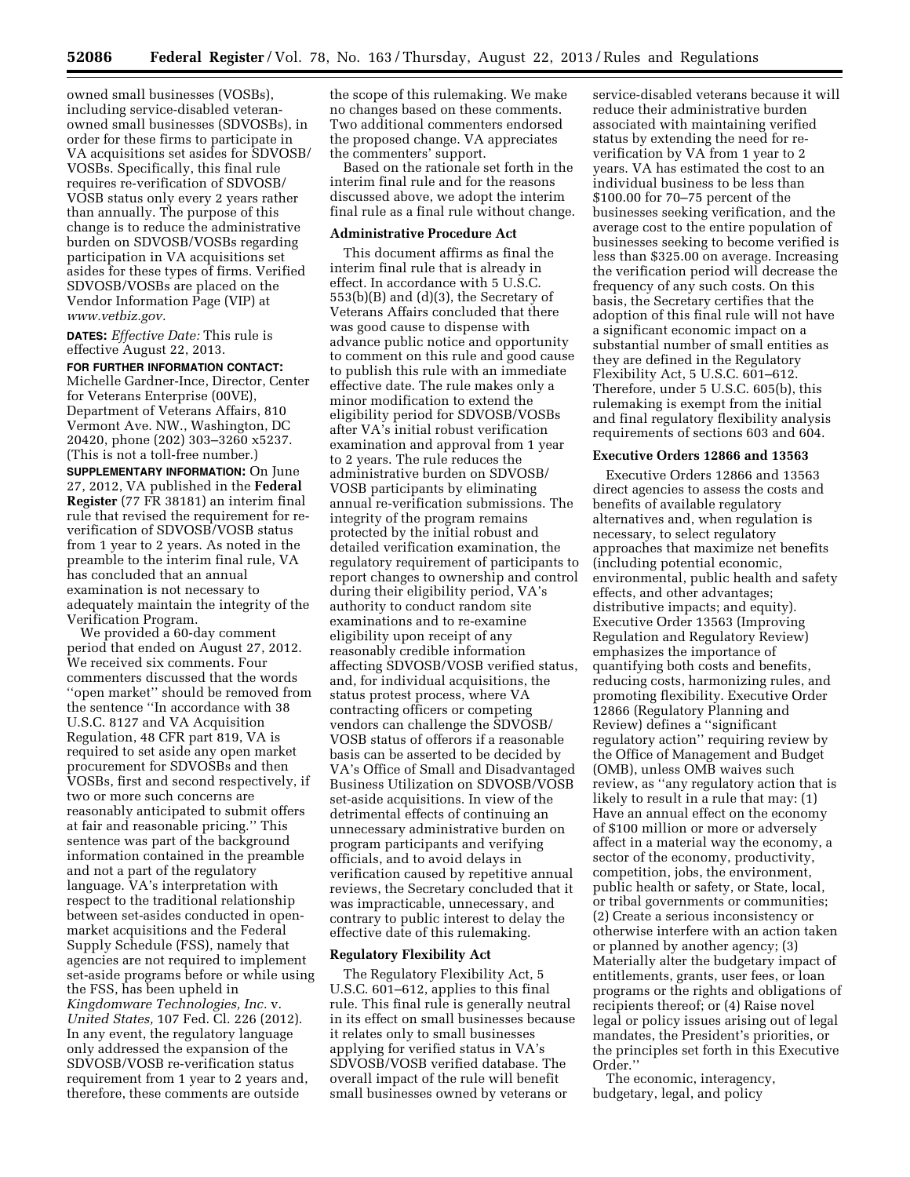owned small businesses (VOSBs), including service-disabled veteran-owned small businesses (SDVOSBs), in order for these firms to participate in VA acquisitions set asides for SDVOSB/VOSBs. Specifically, this final rule requires re-verification of SDVOSB/VOSB status only every 2 years rather than annually. The purpose of this change is to reduce the administrative burden on SDVOSB/VOSBs regarding participation in VA acquisitions set asides for these types of firms. Verified SDVOSB/VOSBs are placed on the Vendor Information Page (VIP) at *www.vetbiz.gov.*

**DATES:** *Effective Date:* This rule is effective August 22, 2013.

**FOR FURTHER INFORMATION CONTACT:** Michelle Gardner-Ince, Director, Center for Veterans Enterprise (00VE), Department of Veterans Affairs, 810 Vermont Ave. NW., Washington, DC 20420, phone (202) 303–3260 x5237. (This is not a toll-free number.)

**SUPPLEMENTARY INFORMATION:** On June 27, 2012, VA published in the **Federal Register** (77 FR 38181) an interim final rule that revised the requirement for re-verification of SDVOSB/VOSB status from 1 year to 2 years. As noted in the preamble to the interim final rule, VA has concluded that an annual examination is not necessary to adequately maintain the integrity of the Verification Program.

We provided a 60-day comment period that ended on August 27, 2012. We received six comments. Four commenters discussed that the words ''open market'' should be removed from the sentence ''In accordance with 38 U.S.C. 8127 and VA Acquisition Regulation, 48 CFR part 819, VA is required to set aside any open market procurement for SDVOSBs and then VOSBs, first and second respectively, if two or more such concerns are reasonably anticipated to submit offers at fair and reasonable pricing.'' This sentence was part of the background information contained in the preamble and not a part of the regulatory language. VA's interpretation with respect to the traditional relationship between set-asides conducted in open-market acquisitions and the Federal Supply Schedule (FSS), namely that agencies are not required to implement set-aside programs before or while using the FSS, has been upheld in *Kingdomware Technologies, Inc.* v. *United States,* 107 Fed. Cl. 226 (2012). In any event, the regulatory language only addressed the expansion of the SDVOSB/VOSB re-verification status requirement from 1 year to 2 years and, therefore, these comments are outside the scope of this rulemaking. We make no changes based on these comments. Two additional commenters endorsed the proposed change. VA appreciates the commenters' support.

Based on the rationale set forth in the interim final rule and for the reasons discussed above, we adopt the interim final rule as a final rule without change.

## Administrative Procedure Act

This document affirms as final the interim final rule that is already in effect. In accordance with 5 U.S.C. 553(b)(B) and (d)(3), the Secretary of Veterans Affairs concluded that there was good cause to dispense with advance public notice and opportunity to comment on this rule and good cause to publish this rule with an immediate effective date. The rule makes only a minor modification to extend the eligibility period for SDVOSB/VOSBs after VA's initial robust verification examination and approval from 1 year to 2 years. The rule reduces the administrative burden on SDVOSB/VOSB participants by eliminating annual re-verification submissions. The integrity of the program remains protected by the initial robust and detailed verification examination, the regulatory requirement of participants to report changes to ownership and control during their eligibility period, VA's authority to conduct random site examinations and to re-examine eligibility upon receipt of any reasonably credible information affecting SDVOSB/VOSB verified status, and, for individual acquisitions, the status protest process, where VA contracting officers or competing vendors can challenge the SDVOSB/VOSB status of offerors if a reasonable basis can be asserted to be decided by VA's Office of Small and Disadvantaged Business Utilization on SDVOSB/VOSB set-aside acquisitions. In view of the detrimental effects of continuing an unnecessary administrative burden on program participants and verifying officials, and to avoid delays in verification caused by repetitive annual reviews, the Secretary concluded that it was impracticable, unnecessary, and contrary to public interest to delay the effective date of this rulemaking.

## Regulatory Flexibility Act

The Regulatory Flexibility Act, 5 U.S.C. 601–612, applies to this final rule. This final rule is generally neutral in its effect on small businesses because it relates only to small businesses applying for verified status in VA's SDVOSB/VOSB verified database. The overall impact of the rule will benefit small businesses owned by veterans or service-disabled veterans because it will reduce their administrative burden associated with maintaining verified status by extending the need for re-verification by VA from 1 year to 2 years. VA has estimated the cost to an individual business to be less than $100.00 for 70–75 percent of the businesses seeking verification, and the average cost to the entire population of businesses seeking to become verified is less than $325.00 on average. Increasing the verification period will decrease the frequency of any such costs. On this basis, the Secretary certifies that the adoption of this final rule will not have a significant economic impact on a substantial number of small entities as they are defined in the Regulatory Flexibility Act, 5 U.S.C. 601–612. Therefore, under 5 U.S.C. 605(b), this rulemaking is exempt from the initial and final regulatory flexibility analysis requirements of sections 603 and 604.

## Executive Orders 12866 and 13563

Executive Orders 12866 and 13563 direct agencies to assess the costs and benefits of available regulatory alternatives and, when regulation is necessary, to select regulatory approaches that maximize net benefits (including potential economic, environmental, public health and safety effects, and other advantages; distributive impacts; and equity). Executive Order 13563 (Improving Regulation and Regulatory Review) emphasizes the importance of quantifying both costs and benefits, reducing costs, harmonizing rules, and promoting flexibility. Executive Order 12866 (Regulatory Planning and Review) defines a ''significant regulatory action'' requiring review by the Office of Management and Budget (OMB), unless OMB waives such review, as ''any regulatory action that is likely to result in a rule that may: (1) Have an annual effect on the economy of $100 million or more or adversely affect in a material way the economy, a sector of the economy, productivity, competition, jobs, the environment, public health or safety, or State, local, or tribal governments or communities; (2) Create a serious inconsistency or otherwise interfere with an action taken or planned by another agency; (3) Materially alter the budgetary impact of entitlements, grants, user fees, or loan programs or the rights and obligations of recipients thereof; or (4) Raise novel legal or policy issues arising out of legal mandates, the President's priorities, or the principles set forth in this Executive Order.''

The economic, interagency, budgetary, legal, and policy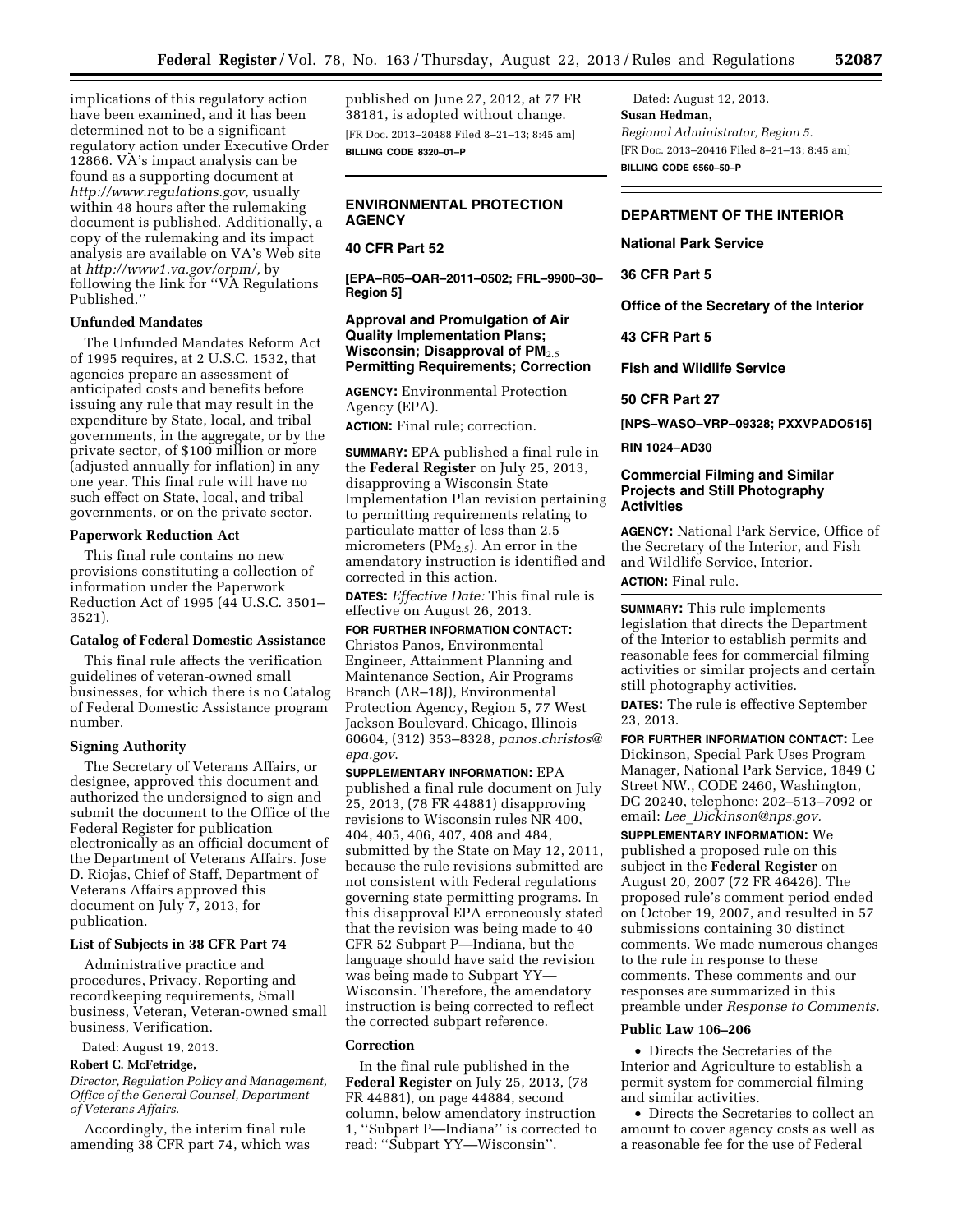implications of this regulatory action have been examined, and it has been determined not to be a significant regulatory action under Executive Order 12866. VA's impact analysis can be found as a supporting document at *http://www.regulations.gov,* usually within 48 hours after the rulemaking document is published. Additionally, a copy of the rulemaking and its impact analysis are available on VA's Web site at *http://www1.va.gov/orpm/,* by following the link for ''VA Regulations Published.''

### Unfunded Mandates

The Unfunded Mandates Reform Act of 1995 requires, at 2 U.S.C. 1532, that agencies prepare an assessment of anticipated costs and benefits before issuing any rule that may result in the expenditure by State, local, and tribal governments, in the aggregate, or by the private sector, of $100 million or more (adjusted annually for inflation) in any one year. This final rule will have no such effect on State, local, and tribal governments, or on the private sector.

### Paperwork Reduction Act

This final rule contains no new provisions constituting a collection of information under the Paperwork Reduction Act of 1995 (44 U.S.C. 3501–3521).

### Catalog of Federal Domestic Assistance

This final rule affects the verification guidelines of veteran-owned small businesses, for which there is no Catalog of Federal Domestic Assistance program number.

### Signing Authority

The Secretary of Veterans Affairs, or designee, approved this document and authorized the undersigned to sign and submit the document to the Office of the Federal Register for publication electronically as an official document of the Department of Veterans Affairs. Jose D. Riojas, Chief of Staff, Department of Veterans Affairs approved this document on July 7, 2013, for publication.

### List of Subjects in 38 CFR Part 74

Administrative practice and procedures, Privacy, Reporting and recordkeeping requirements, Small business, Veteran, Veteran-owned small business, Verification.

Dated: August 19, 2013.

**Robert C. McFetridge,**

*Director, Regulation Policy and Management, Office of the General Counsel, Department of Veterans Affairs.*

Accordingly, the interim final rule amending 38 CFR part 74, which was published on June 27, 2012, at 77 FR 38181, is adopted without change.

[FR Doc. 2013–20488 Filed 8–21–13; 8:45 am]

**BILLING CODE 8320–01–P**

---

## ENVIRONMENTAL PROTECTION AGENCY

### 40 CFR Part 52

**[EPA–R05–OAR–2011–0502; FRL–9900–30–Region 5]**

### Approval and Promulgation of Air Quality Implementation Plans; Wisconsin; Disapproval of $PM_{2.5}$ Permitting Requirements; Correction

**AGENCY:** Environmental Protection Agency (EPA).

**ACTION:** Final rule; correction.

**SUMMARY:** EPA published a final rule in the **Federal Register** on July 25, 2013, disapproving a Wisconsin State Implementation Plan revision pertaining to permitting requirements relating to particulate matter of less than 2.5 micrometers ($PM_{2.5}$). An error in the amendatory instruction is identified and corrected in this action.

**DATES:** *Effective Date:* This final rule is effective on August 26, 2013.

**FOR FURTHER INFORMATION CONTACT:** Christos Panos, Environmental Engineer, Attainment Planning and Maintenance Section, Air Programs Branch (AR–18J), Environmental Protection Agency, Region 5, 77 West Jackson Boulevard, Chicago, Illinois 60604, (312) 353–8328, *panos.christos@epa.gov.*

**SUPPLEMENTARY INFORMATION:** EPA published a final rule document on July 25, 2013, (78 FR 44881) disapproving revisions to Wisconsin rules NR 400, 404, 405, 406, 407, 408 and 484, submitted by the State on May 12, 2011, because the rule revisions submitted are not consistent with Federal regulations governing state permitting programs. In this disapproval EPA erroneously stated that the revision was being made to 40 CFR 52 Subpart P—Indiana, but the language should have said the revision was being made to Subpart YY—Wisconsin. Therefore, the amendatory instruction is being corrected to reflect the corrected subpart reference.

### Correction

In the final rule published in the **Federal Register** on July 25, 2013, (78 FR 44881), on page 44884, second column, below amendatory instruction 1, ''Subpart P—Indiana'' is corrected to read: ''Subpart YY—Wisconsin''.

Dated: August 12, 2013.

**Susan Hedman,**

*Regional Administrator, Region 5.*

[FR Doc. 2013–20416 Filed 8–21–13; 8:45 am]

**BILLING CODE 6560–50–P**

---

## DEPARTMENT OF THE INTERIOR

### National Park Service

### 36 CFR Part 5

### Office of the Secretary of the Interior

### 43 CFR Part 5

### Fish and Wildlife Service

### 50 CFR Part 27

**[NPS–WASO–VRP–09328; PXXVPADO515]**

**RIN 1024–AD30**

### Commercial Filming and Similar Projects and Still Photography Activities

**AGENCY:** National Park Service, Office of the Secretary of the Interior, and Fish and Wildlife Service, Interior.

**ACTION:** Final rule.

**SUMMARY:** This rule implements legislation that directs the Department of the Interior to establish permits and reasonable fees for commercial filming activities or similar projects and certain still photography activities.

**DATES:** The rule is effective September 23, 2013.

**FOR FURTHER INFORMATION CONTACT:** Lee Dickinson, Special Park Uses Program Manager, National Park Service, 1849 C Street NW., CODE 2460, Washington, DC 20240, telephone: 202–513–7092 or email: *Lee_Dickinson@nps.gov.*

**SUPPLEMENTARY INFORMATION:** We published a proposed rule on this subject in the **Federal Register** on August 20, 2007 (72 FR 46426). The proposed rule's comment period ended on October 19, 2007, and resulted in 57 submissions containing 30 distinct comments. We made numerous changes to the rule in response to these comments. These comments and our responses are summarized in this preamble under *Response to Comments.*

### Public Law 106–206

- Directs the Secretaries of the Interior and Agriculture to establish a permit system for commercial filming and similar activities.
- Directs the Secretaries to collect an amount to cover agency costs as well as a reasonable fee for the use of Federal